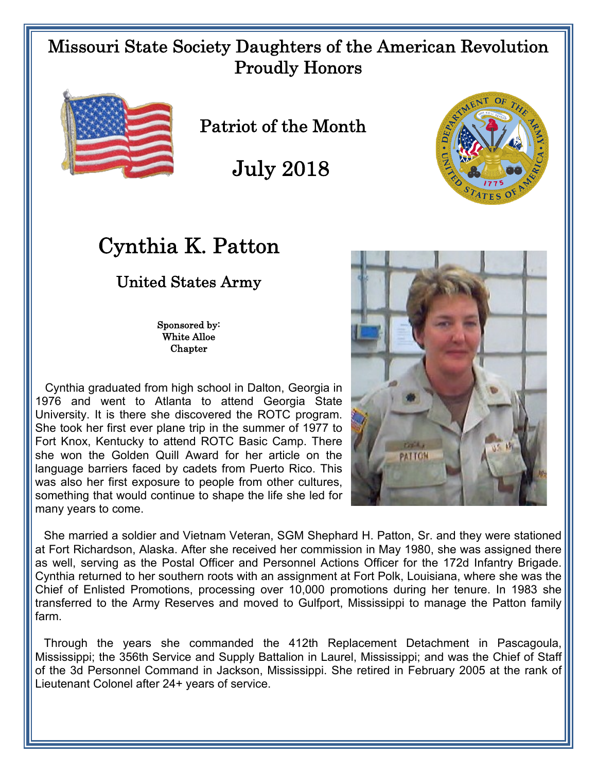# Missouri State Society Daughters of the American Revolution Proudly Honors

## Patriot of the Month

## July 2018

# Cynthia K. Patton

### United States Army

Sponsored by:
White Alloe
Chapter

Cynthia graduated from high school in Dalton, Georgia in 1976 and went to Atlanta to attend Georgia State University. It is there she discovered the ROTC program. She took her first ever plane trip in the summer of 1977 to Fort Knox, Kentucky to attend ROTC Basic Camp. There she won the Golden Quill Award for her article on the language barriers faced by cadets from Puerto Rico. This was also her first exposure to people from other cultures, something that would continue to shape the life she led for many years to come.

She married a soldier and Vietnam Veteran, SGM Shephard H. Patton, Sr. and they were stationed at Fort Richardson, Alaska. After she received her commission in May 1980, she was assigned there as well, serving as the Postal Officer and Personnel Actions Officer for the 172d Infantry Brigade. Cynthia returned to her southern roots with an assignment at Fort Polk, Louisiana, where she was the Chief of Enlisted Promotions, processing over 10,000 promotions during her tenure. In 1983 she transferred to the Army Reserves and moved to Gulfport, Mississippi to manage the Patton family farm.

Through the years she commanded the 412th Replacement Detachment in Pascagoula, Mississippi; the 356th Service and Supply Battalion in Laurel, Mississippi; and was the Chief of Staff of the 3d Personnel Command in Jackson, Mississippi. She retired in February 2005 at the rank of Lieutenant Colonel after 24+ years of service.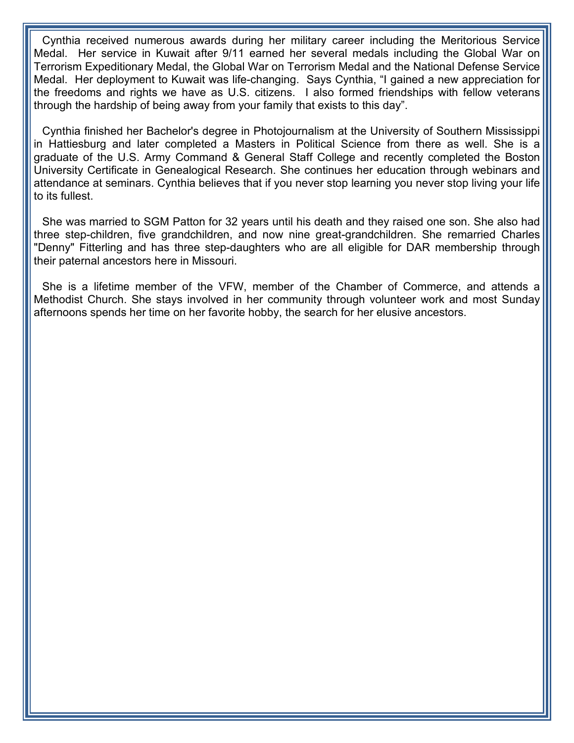Cynthia received numerous awards during her military career including the Meritorious Service Medal. Her service in Kuwait after 9/11 earned her several medals including the Global War on Terrorism Expeditionary Medal, the Global War on Terrorism Medal and the National Defense Service Medal. Her deployment to Kuwait was life-changing. Says Cynthia, "I gained a new appreciation for the freedoms and rights we have as U.S. citizens. I also formed friendships with fellow veterans through the hardship of being away from your family that exists to this day".

Cynthia finished her Bachelor's degree in Photojournalism at the University of Southern Mississippi in Hattiesburg and later completed a Masters in Political Science from there as well. She is a graduate of the U.S. Army Command & General Staff College and recently completed the Boston University Certificate in Genealogical Research. She continues her education through webinars and attendance at seminars. Cynthia believes that if you never stop learning you never stop living your life to its fullest.

She was married to SGM Patton for 32 years until his death and they raised one son. She also had three step-children, five grandchildren, and now nine great-grandchildren. She remarried Charles "Denny" Fitterling and has three step-daughters who are all eligible for DAR membership through their paternal ancestors here in Missouri.

She is a lifetime member of the VFW, member of the Chamber of Commerce, and attends a Methodist Church. She stays involved in her community through volunteer work and most Sunday afternoons spends her time on her favorite hobby, the search for her elusive ancestors.